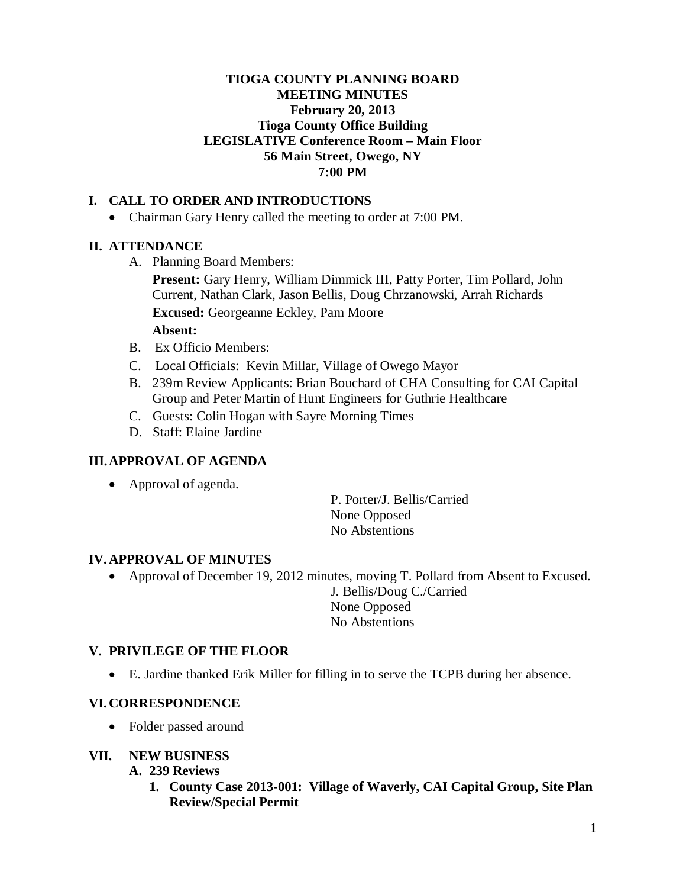# TIOGA COUNTY PLANNING BOARD
## MEETING MINUTES
**February 20, 2013**
**Tioga County Office Building**
**LEGISLATIVE Conference Room – Main Floor**
**56 Main Street, Owego, NY**
**7:00 PM**

## I. CALL TO ORDER AND INTRODUCTIONS

- Chairman Gary Henry called the meeting to order at 7:00 PM.

## II. ATTENDANCE

A. Planning Board Members:

**Present:** Gary Henry, William Dimmick III, Patty Porter, Tim Pollard, John Current, Nathan Clark, Jason Bellis, Doug Chrzanowski, Arrah Richards

**Excused:** Georgeanne Eckley, Pam Moore

**Absent:**

B. Ex Officio Members:

C. Local Officials: Kevin Millar, Village of Owego Mayor

B. 239m Review Applicants: Brian Bouchard of CHA Consulting for CAI Capital Group and Peter Martin of Hunt Engineers for Guthrie Healthcare

C. Guests: Colin Hogan with Sayre Morning Times

D. Staff: Elaine Jardine

## III. APPROVAL OF AGENDA

- Approval of agenda.

P. Porter/J. Bellis/Carried
None Opposed
No Abstentions

## IV. APPROVAL OF MINUTES

- Approval of December 19, 2012 minutes, moving T. Pollard from Absent to Excused.

J. Bellis/Doug C./Carried
None Opposed
No Abstentions

## V. PRIVILEGE OF THE FLOOR

- E. Jardine thanked Erik Miller for filling in to serve the TCPB during her absence.

## VI. CORRESPONDENCE

- Folder passed around

## VII. NEW BUSINESS

**A. 239 Reviews**

**1. County Case 2013-001: Village of Waverly, CAI Capital Group, Site Plan Review/Special Permit**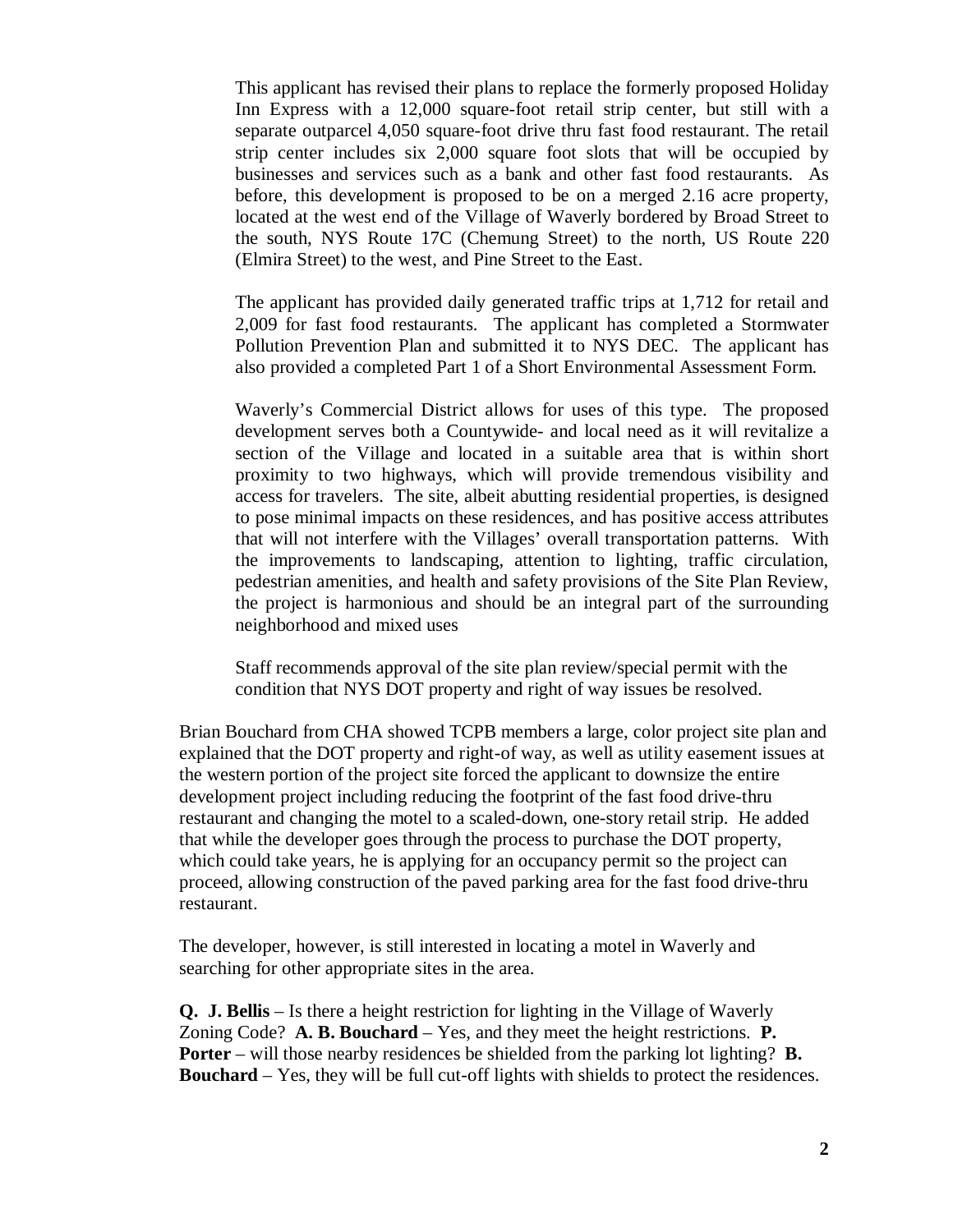This applicant has revised their plans to replace the formerly proposed Holiday Inn Express with a 12,000 square-foot retail strip center, but still with a separate outparcel 4,050 square-foot drive thru fast food restaurant. The retail strip center includes six 2,000 square foot slots that will be occupied by businesses and services such as a bank and other fast food restaurants. As before, this development is proposed to be on a merged 2.16 acre property, located at the west end of the Village of Waverly bordered by Broad Street to the south, NYS Route 17C (Chemung Street) to the north, US Route 220 (Elmira Street) to the west, and Pine Street to the East.

The applicant has provided daily generated traffic trips at 1,712 for retail and 2,009 for fast food restaurants. The applicant has completed a Stormwater Pollution Prevention Plan and submitted it to NYS DEC. The applicant has also provided a completed Part 1 of a Short Environmental Assessment Form.

Waverly's Commercial District allows for uses of this type. The proposed development serves both a Countywide- and local need as it will revitalize a section of the Village and located in a suitable area that is within short proximity to two highways, which will provide tremendous visibility and access for travelers. The site, albeit abutting residential properties, is designed to pose minimal impacts on these residences, and has positive access attributes that will not interfere with the Villages' overall transportation patterns. With the improvements to landscaping, attention to lighting, traffic circulation, pedestrian amenities, and health and safety provisions of the Site Plan Review, the project is harmonious and should be an integral part of the surrounding neighborhood and mixed uses

Staff recommends approval of the site plan review/special permit with the condition that NYS DOT property and right of way issues be resolved.

Brian Bouchard from CHA showed TCPB members a large, color project site plan and explained that the DOT property and right-of way, as well as utility easement issues at the western portion of the project site forced the applicant to downsize the entire development project including reducing the footprint of the fast food drive-thru restaurant and changing the motel to a scaled-down, one-story retail strip. He added that while the developer goes through the process to purchase the DOT property, which could take years, he is applying for an occupancy permit so the project can proceed, allowing construction of the paved parking area for the fast food drive-thru restaurant.

The developer, however, is still interested in locating a motel in Waverly and searching for other appropriate sites in the area.

**Q. J. Bellis** – Is there a height restriction for lighting in the Village of Waverly Zoning Code? **A. B. Bouchard** – Yes, and they meet the height restrictions. **P. Porter** – will those nearby residences be shielded from the parking lot lighting? **B. Bouchard** – Yes, they will be full cut-off lights with shields to protect the residences.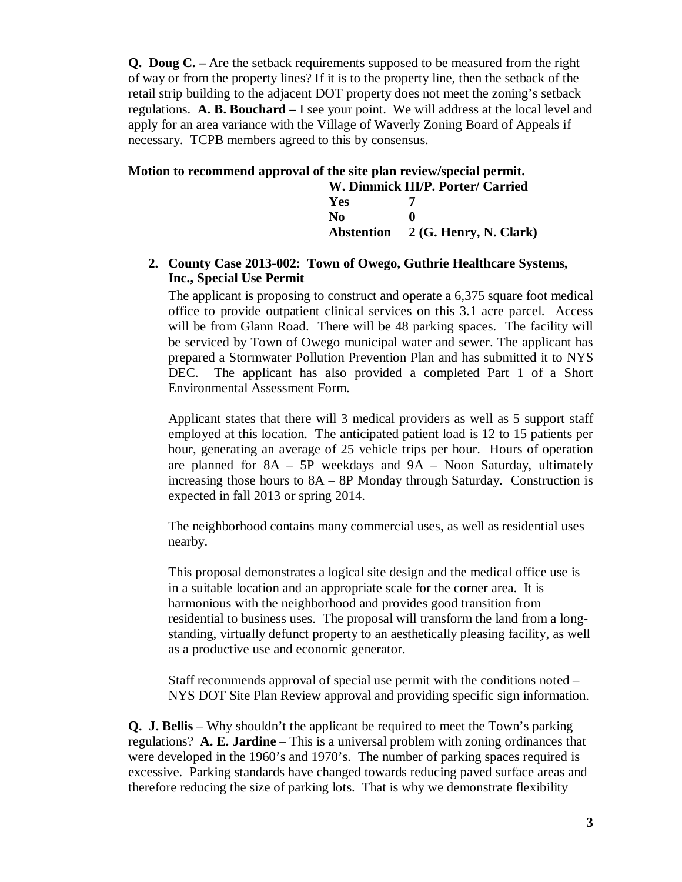**Q. Doug C. –** Are the setback requirements supposed to be measured from the right of way or from the property lines? If it is to the property line, then the setback of the retail strip building to the adjacent DOT property does not meet the zoning's setback regulations. **A. B. Bouchard –** I see your point. We will address at the local level and apply for an area variance with the Village of Waverly Zoning Board of Appeals if necessary. TCPB members agreed to this by consensus.

**Motion to recommend approval of the site plan review/special permit.**

**W. Dimmick III/P. Porter/ Carried**

| | |
|---|---|
| **Yes** | **7** |
| **No** | **0** |
| **Abstention** | **2 (G. Henry, N. Clark)** |

2. **County Case 2013-002: Town of Owego, Guthrie Healthcare Systems, Inc., Special Use Permit**

   The applicant is proposing to construct and operate a 6,375 square foot medical office to provide outpatient clinical services on this 3.1 acre parcel. Access will be from Glann Road. There will be 48 parking spaces. The facility will be serviced by Town of Owego municipal water and sewer. The applicant has prepared a Stormwater Pollution Prevention Plan and has submitted it to NYS DEC. The applicant has also provided a completed Part 1 of a Short Environmental Assessment Form.

   Applicant states that there will 3 medical providers as well as 5 support staff employed at this location. The anticipated patient load is 12 to 15 patients per hour, generating an average of 25 vehicle trips per hour. Hours of operation are planned for 8A – 5P weekdays and 9A – Noon Saturday, ultimately increasing those hours to 8A – 8P Monday through Saturday. Construction is expected in fall 2013 or spring 2014.

   The neighborhood contains many commercial uses, as well as residential uses nearby.

   This proposal demonstrates a logical site design and the medical office use is in a suitable location and an appropriate scale for the corner area. It is harmonious with the neighborhood and provides good transition from residential to business uses. The proposal will transform the land from a long-standing, virtually defunct property to an aesthetically pleasing facility, as well as a productive use and economic generator.

   Staff recommends approval of special use permit with the conditions noted – NYS DOT Site Plan Review approval and providing specific sign information.

**Q. J. Bellis** – Why shouldn't the applicant be required to meet the Town's parking regulations? **A. E. Jardine** – This is a universal problem with zoning ordinances that were developed in the 1960's and 1970's. The number of parking spaces required is excessive. Parking standards have changed towards reducing paved surface areas and therefore reducing the size of parking lots. That is why we demonstrate flexibility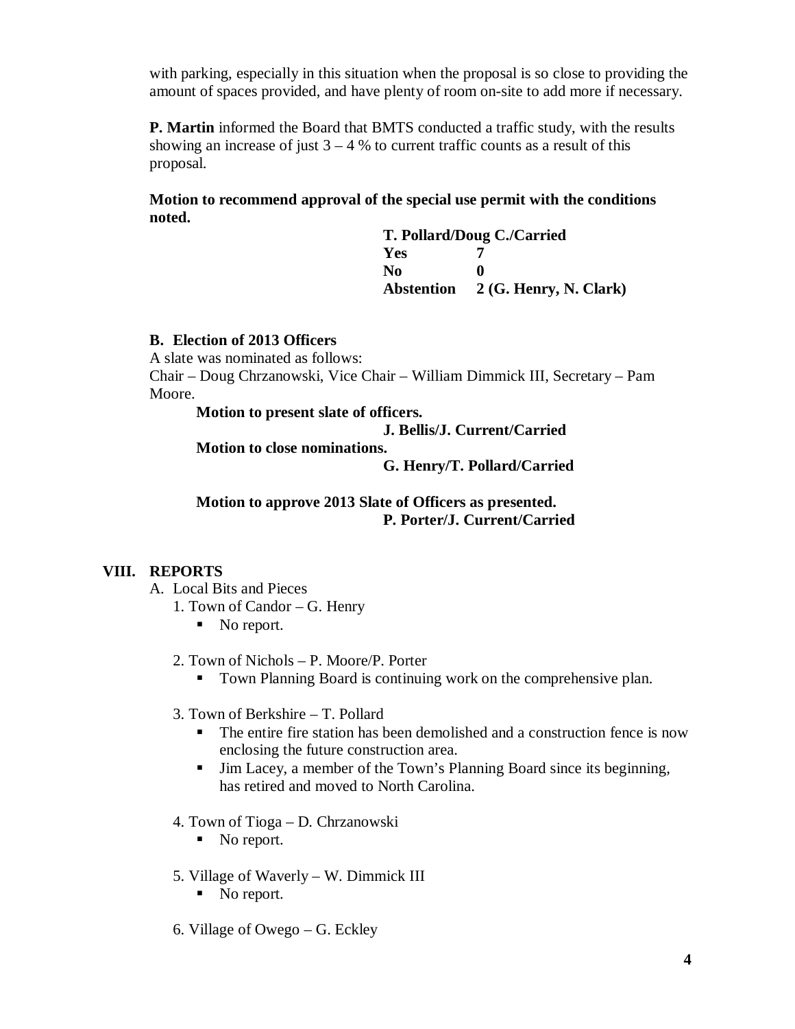with parking, especially in this situation when the proposal is so close to providing the amount of spaces provided, and have plenty of room on-site to add more if necessary.

**P. Martin** informed the Board that BMTS conducted a traffic study, with the results showing an increase of just 3 – 4 % to current traffic counts as a result of this proposal.

**Motion to recommend approval of the special use permit with the conditions noted.**

**T. Pollard/Doug C./Carried**

| | |
|---|---|
| **Yes** | **7** |
| **No** | **0** |
| **Abstention** | **2 (G. Henry, N. Clark)** |

**B. Election of 2013 Officers**

A slate was nominated as follows:
Chair – Doug Chrzanowski, Vice Chair – William Dimmick III, Secretary – Pam Moore.

**Motion to present slate of officers.**
**J. Bellis/J. Current/Carried**

**Motion to close nominations.**
**G. Henry/T. Pollard/Carried**

**Motion to approve 2013 Slate of Officers as presented.**
**P. Porter/J. Current/Carried**

## VIII. REPORTS

A. Local Bits and Pieces

1. Town of Candor – G. Henry
   - No report.

2. Town of Nichols – P. Moore/P. Porter
   - Town Planning Board is continuing work on the comprehensive plan.

3. Town of Berkshire – T. Pollard
   - The entire fire station has been demolished and a construction fence is now enclosing the future construction area.
   - Jim Lacey, a member of the Town's Planning Board since its beginning, has retired and moved to North Carolina.

4. Town of Tioga – D. Chrzanowski
   - No report.

5. Village of Waverly – W. Dimmick III
   - No report.

6. Village of Owego – G. Eckley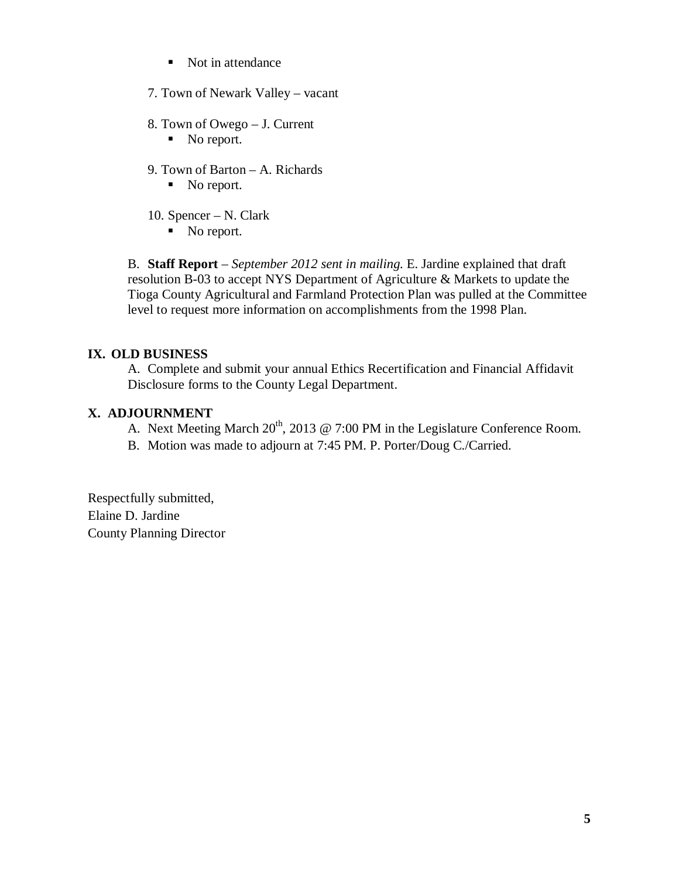- Not in attendance

7. Town of Newark Valley – vacant

8. Town of Owego – J. Current
   - No report.

9. Town of Barton – A. Richards
   - No report.

10. Spencer – N. Clark
    - No report.

B. **Staff Report** – *September 2012 sent in mailing.* E. Jardine explained that draft resolution B-03 to accept NYS Department of Agriculture & Markets to update the Tioga County Agricultural and Farmland Protection Plan was pulled at the Committee level to request more information on accomplishments from the 1998 Plan.

## IX. OLD BUSINESS

A. Complete and submit your annual Ethics Recertification and Financial Affidavit Disclosure forms to the County Legal Department.

## X. ADJOURNMENT

A. Next Meeting March 20th, 2013 @ 7:00 PM in the Legislature Conference Room.

B. Motion was made to adjourn at 7:45 PM. P. Porter/Doug C./Carried.

Respectfully submitted,
Elaine D. Jardine
County Planning Director